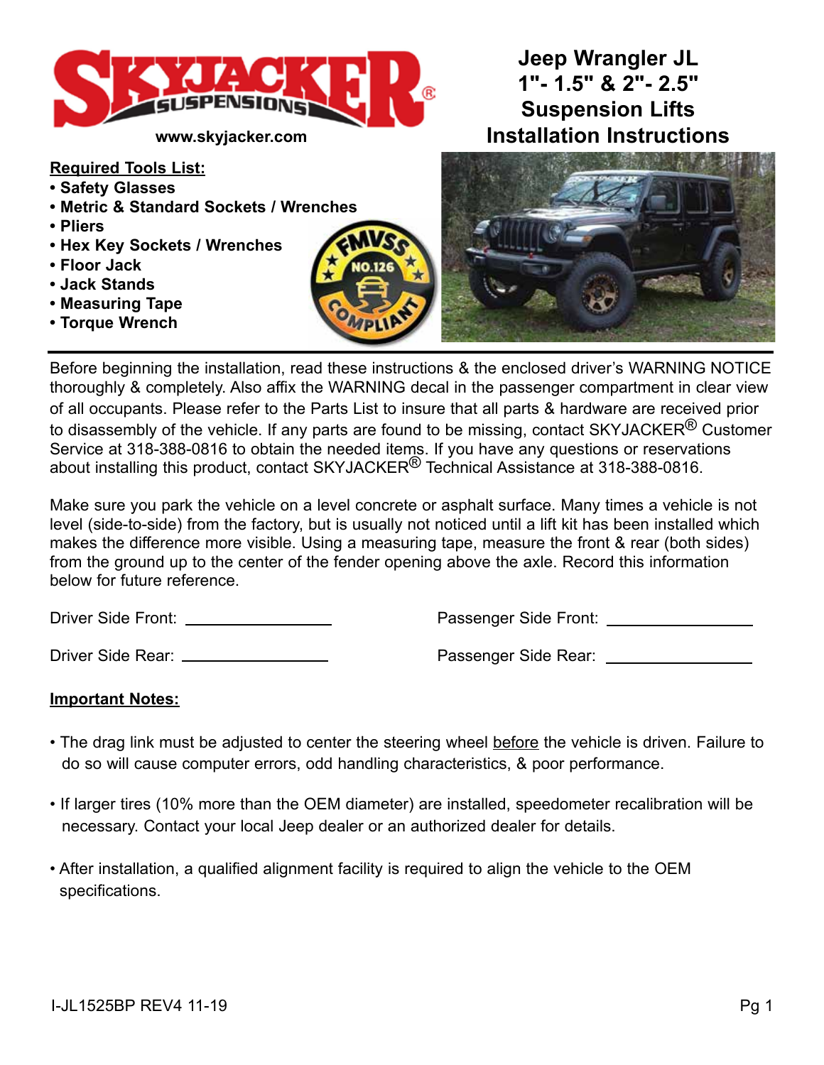www.skyjacker.com

# Jeep Wrangler JL 1"- 1.5" & 2"- 2.5" Suspension Lifts Installation Instructions

**Required Tools List:**

- **Safety Glasses**
- **Metric & Standard Sockets / Wrenches**
- **Pliers**
- **Hex Key Sockets / Wrenches**
- **Floor Jack**
- **Jack Stands**
- **Measuring Tape**
- **Torque Wrench**

Before beginning the installation, read these instructions & the enclosed driver's WARNING NOTICE thoroughly & completely. Also affix the WARNING decal in the passenger compartment in clear view of all occupants. Please refer to the Parts List to insure that all parts & hardware are received prior to disassembly of the vehicle. If any parts are found to be missing, contact SKYJACKER® Customer Service at 318-388-0816 to obtain the needed items. If you have any questions or reservations about installing this product, contact SKYJACKER® Technical Assistance at 318-388-0816.

Make sure you park the vehicle on a level concrete or asphalt surface. Many times a vehicle is not level (side-to-side) from the factory, but is usually not noticed until a lift kit has been installed which makes the difference more visible. Using a measuring tape, measure the front & rear (both sides) from the ground up to the center of the fender opening above the axle. Record this information below for future reference.

Driver Side Front: ________________ Passenger Side Front: ________________

Driver Side Rear: ________________ Passenger Side Rear: ________________

**Important Notes:**

- The drag link must be adjusted to center the steering wheel before the vehicle is driven. Failure to do so will cause computer errors, odd handling characteristics, & poor performance.
- If larger tires (10% more than the OEM diameter) are installed, speedometer recalibration will be necessary. Contact your local Jeep dealer or an authorized dealer for details.
- After installation, a qualified alignment facility is required to align the vehicle to the OEM specifications.

I-JL1525BP REV4 11-19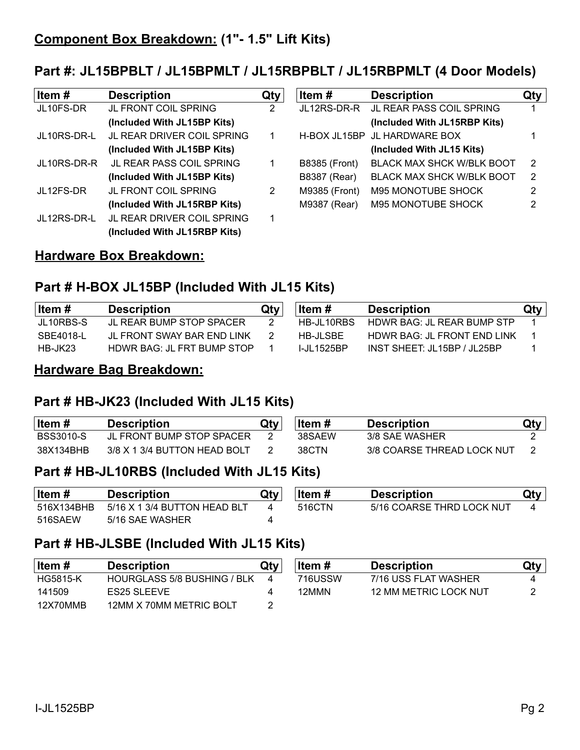## Component Box Breakdown: (1"- 1.5" Lift Kits)

### Part #: JL15BPBLT / JL15BPMLT / JL15RBPBLT / JL15RBPMLT (4 Door Models)

| Item # | Description | Qty | Item # | Description | Qty |
|---|---|---|---|---|---|
| JL10FS-DR | JL FRONT COIL SPRING **(Included With JL15BP Kits)** | 2 | JL12RS-DR-R | JL REAR PASS COIL SPRING **(Included With JL15RBP Kits)** | 1 |
| JL10RS-DR-L | JL REAR DRIVER COIL SPRING **(Included With JL15BP Kits)** | 1 | H-BOX JL15BP | JL HARDWARE BOX **(Included With JL15 Kits)** | 1 |
| JL10RS-DR-R | JL REAR PASS COIL SPRING **(Included With JL15BP Kits)** | 1 | B8385 (Front) | BLACK MAX SHCK W/BLK BOOT | 2 |
| | | | B8387 (Rear) | BLACK MAX SHCK W/BLK BOOT | 2 |
| JL12FS-DR | JL FRONT COIL SPRING **(Included With JL15RBP Kits)** | 2 | M9385 (Front) | M95 MONOTUBE SHOCK | 2 |
| | | | M9387 (Rear) | M95 MONOTUBE SHOCK | 2 |
| JL12RS-DR-L | JL REAR DRIVER COIL SPRING **(Included With JL15RBP Kits)** | 1 | | | |

## Hardware Box Breakdown:

### Part # H-BOX JL15BP (Included With JL15 Kits)

| Item # | Description | Qty | Item # | Description | Qty |
|---|---|---|---|---|---|
| JL10RBS-S | JL REAR BUMP STOP SPACER | 2 | HB-JL10RBS | HDWR BAG: JL REAR BUMP STP | 1 |
| SBE4018-L | JL FRONT SWAY BAR END LINK | 2 | HB-JLSBE | HDWR BAG: JL FRONT END LINK | 1 |
| HB-JK23 | HDWR BAG: JL FRT BUMP STOP | 1 | I-JL1525BP | INST SHEET: JL15BP / JL25BP | 1 |

## Hardware Bag Breakdown:

### Part # HB-JK23 (Included With JL15 Kits)

| Item # | Description | Qty | Item # | Description | Qty |
|---|---|---|---|---|---|
| BSS3010-S | JL FRONT BUMP STOP SPACER | 2 | 38SAEW | 3/8 SAE WASHER | 2 |
| 38X134BHB | 3/8 X 1 3/4 BUTTON HEAD BOLT | 2 | 38CTN | 3/8 COARSE THREAD LOCK NUT | 2 |

### Part # HB-JL10RBS (Included With JL15 Kits)

| Item # | Description | Qty | Item # | Description | Qty |
|---|---|---|---|---|---|
| 516X134BHB | 5/16 X 1 3/4 BUTTON HEAD BLT | 4 | 516CTN | 5/16 COARSE THRD LOCK NUT | 4 |
| 516SAEW | 5/16 SAE WASHER | 4 | | | |

### Part # HB-JLSBE (Included With JL15 Kits)

| Item # | Description | Qty | Item # | Description | Qty |
|---|---|---|---|---|---|
| HG5815-K | HOURGLASS 5/8 BUSHING / BLK | 4 | 716USSW | 7/16 USS FLAT WASHER | 4 |
| 141509 | ES25 SLEEVE | 4 | 12MMN | 12 MM METRIC LOCK NUT | 2 |
| 12X70MMB | 12MM X 70MM METRIC BOLT | 2 | | | |

I-JL1525BP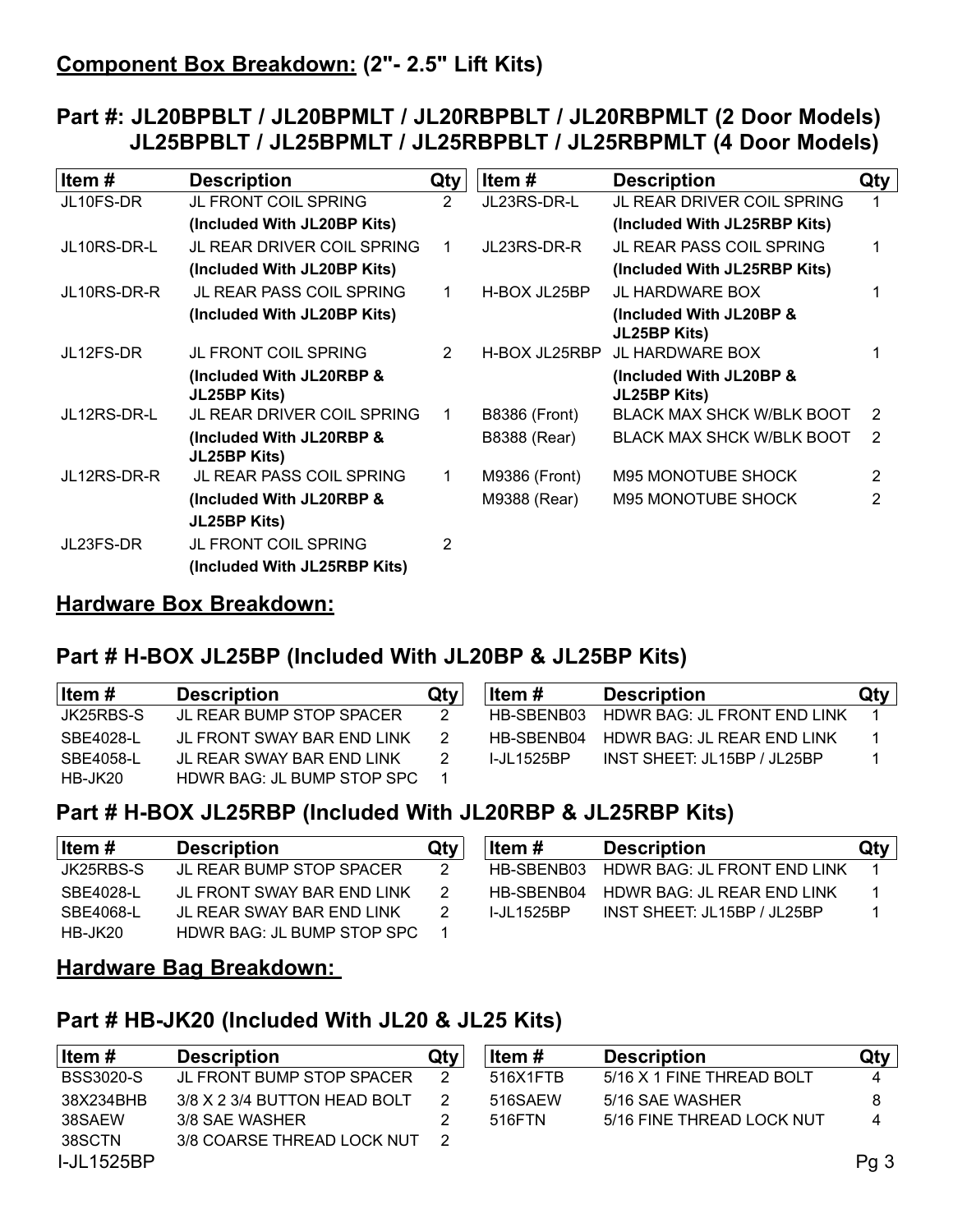## Component Box Breakdown: (2"- 2.5" Lift Kits)

## Part #: JL20BPBLT / JL20BPMLT / JL20RBPBLT / JL20RBPMLT (2 Door Models) JL25BPBLT / JL25BPMLT / JL25RBPBLT / JL25RBPMLT (4 Door Models)

| Item # | Description | Qty | Item # | Description | Qty |
|---|---|---|---|---|---|
| JL10FS-DR | JL FRONT COIL SPRING | 2 | JL23RS-DR-L | JL REAR DRIVER COIL SPRING | 1 |
| | **(Included With JL20BP Kits)** | | | **(Included With JL25RBP Kits)** | |
| JL10RS-DR-L | JL REAR DRIVER COIL SPRING | 1 | JL23RS-DR-R | JL REAR PASS COIL SPRING | 1 |
| | **(Included With JL20BP Kits)** | | | **(Included With JL25RBP Kits)** | |
| JL10RS-DR-R | JL REAR PASS COIL SPRING | 1 | H-BOX JL25BP | JL HARDWARE BOX | 1 |
| | **(Included With JL20BP Kits)** | | | **(Included With JL20BP & JL25BP Kits)** | |
| JL12FS-DR | JL FRONT COIL SPRING | 2 | H-BOX JL25RBP | JL HARDWARE BOX | 1 |
| | **(Included With JL20RBP & JL25BP Kits)** | | | **(Included With JL20BP & JL25BP Kits)** | |
| JL12RS-DR-L | JL REAR DRIVER COIL SPRING | 1 | B8386 (Front) | BLACK MAX SHCK W/BLK BOOT | 2 |
| | **(Included With JL20RBP & JL25BP Kits)** | | B8388 (Rear) | BLACK MAX SHCK W/BLK BOOT | 2 |
| JL12RS-DR-R | JL REAR PASS COIL SPRING | 1 | M9386 (Front) | M95 MONOTUBE SHOCK | 2 |
| | **(Included With JL20RBP & JL25BP Kits)** | | M9388 (Rear) | M95 MONOTUBE SHOCK | 2 |
| JL23FS-DR | JL FRONT COIL SPRING | 2 | | | |
| | **(Included With JL25RBP Kits)** | | | | |

## Hardware Box Breakdown:

## Part # H-BOX JL25BP (Included With JL20BP & JL25BP Kits)

| Item # | Description | Qty | Item # | Description | Qty |
|---|---|---|---|---|---|
| JK25RBS-S | JL REAR BUMP STOP SPACER | 2 | HB-SBENB03 | HDWR BAG: JL FRONT END LINK | 1 |
| SBE4028-L | JL FRONT SWAY BAR END LINK | 2 | HB-SBENB04 | HDWR BAG: JL REAR END LINK | 1 |
| SBE4058-L | JL REAR SWAY BAR END LINK | 2 | I-JL1525BP | INST SHEET: JL15BP / JL25BP | 1 |
| HB-JK20 | HDWR BAG: JL BUMP STOP SPC | 1 | | | |

## Part # H-BOX JL25RBP (Included With JL20RBP & JL25RBP Kits)

| Item # | Description | Qty | Item # | Description | Qty |
|---|---|---|---|---|---|
| JK25RBS-S | JL REAR BUMP STOP SPACER | 2 | HB-SBENB03 | HDWR BAG: JL FRONT END LINK | 1 |
| SBE4028-L | JL FRONT SWAY BAR END LINK | 2 | HB-SBENB04 | HDWR BAG: JL REAR END LINK | 1 |
| SBE4068-L | JL REAR SWAY BAR END LINK | 2 | I-JL1525BP | INST SHEET: JL15BP / JL25BP | 1 |
| HB-JK20 | HDWR BAG: JL BUMP STOP SPC | 1 | | | |

## Hardware Bag Breakdown:

## Part # HB-JK20 (Included With JL20 & JL25 Kits)

| Item # | Description | Qty | Item # | Description | Qty |
|---|---|---|---|---|---|
| BSS3020-S | JL FRONT BUMP STOP SPACER | 2 | 516X1FTB | 5/16 X 1 FINE THREAD BOLT | 4 |
| 38X234BHB | 3/8 X 2 3/4 BUTTON HEAD BOLT | 2 | 516SAEW | 5/16 SAE WASHER | 8 |
| 38SAEW | 3/8 SAE WASHER | 2 | 516FTN | 5/16 FINE THREAD LOCK NUT | 4 |
| 38SCTN | 3/8 COARSE THREAD LOCK NUT | 2 | | | |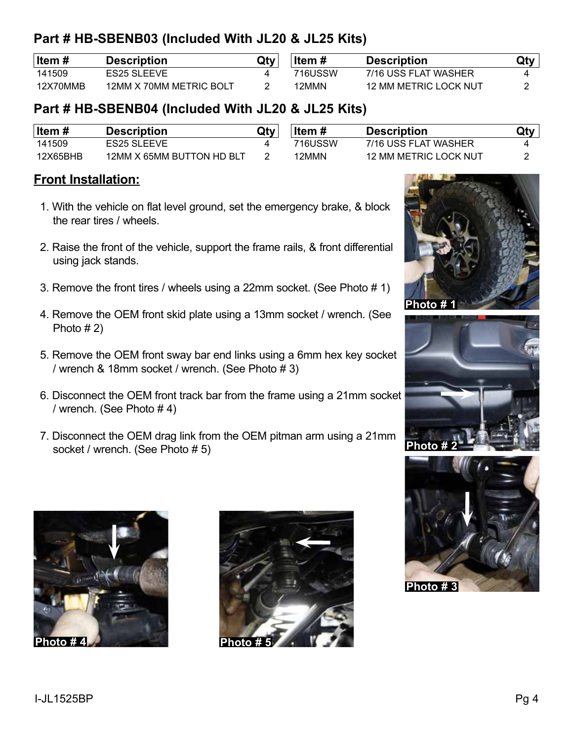## Part # HB-SBENB03 (Included With JL20 & JL25 Kits)

| Item # | Description | Qty | Item # | Description | Qty |
|---|---|---|---|---|---|
| 141509 | ES25 SLEEVE | 4 | 716USSW | 7/16 USS FLAT WASHER | 4 |
| 12X70MMB | 12MM X 70MM METRIC BOLT | 2 | 12MMN | 12 MM METRIC LOCK NUT | 2 |

## Part # HB-SBENB04 (Included With JL20 & JL25 Kits)

| Item # | Description | Qty | Item # | Description | Qty |
|---|---|---|---|---|---|
| 141509 | ES25 SLEEVE | 4 | 716USSW | 7/16 USS FLAT WASHER | 4 |
| 12X65BHB | 12MM X 65MM BUTTON HD BLT | 2 | 12MMN | 12 MM METRIC LOCK NUT | 2 |

## Front Installation:

1. With the vehicle on flat level ground, set the emergency brake, & block the rear tires / wheels.
2. Raise the front of the vehicle, support the frame rails, & front differential using jack stands.
3. Remove the front tires / wheels using a 22mm socket. (See Photo # 1)
4. Remove the OEM front skid plate using a 13mm socket / wrench. (See Photo # 2)
5. Remove the OEM front sway bar end links using a 6mm hex key socket / wrench & 18mm socket / wrench. (See Photo # 3)
6. Disconnect the OEM front track bar from the frame using a 21mm socket / wrench. (See Photo # 4)
7. Disconnect the OEM drag link from the OEM pitman arm using a 21mm socket / wrench. (See Photo # 5)

Photo # 1

Photo # 2

Photo # 3

Photo # 4

Photo # 5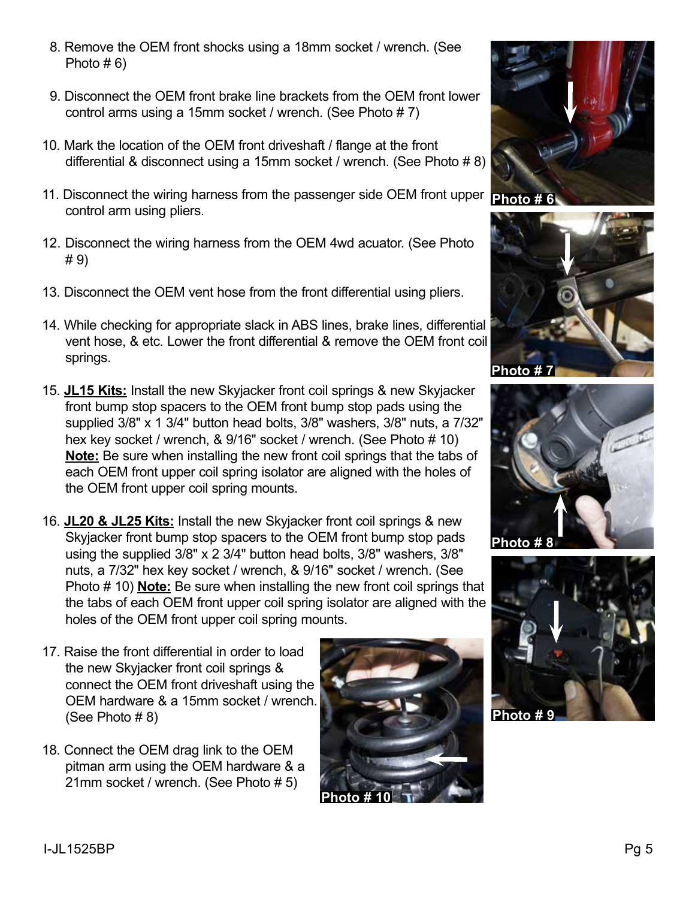8. Remove the OEM front shocks using a 18mm socket / wrench. (See Photo # 6)

9. Disconnect the OEM front brake line brackets from the OEM front lower control arms using a 15mm socket / wrench. (See Photo # 7)

10. Mark the location of the OEM front driveshaft / flange at the front differential & disconnect using a 15mm socket / wrench. (See Photo # 8)

11. Disconnect the wiring harness from the passenger side OEM front upper control arm using pliers.

12. Disconnect the wiring harness from the OEM 4wd acuator. (See Photo # 9)

13. Disconnect the OEM vent hose from the front differential using pliers.

14. While checking for appropriate slack in ABS lines, brake lines, differential vent hose, & etc. Lower the front differential & remove the OEM front coil springs.

15. **JL15 Kits:** Install the new Skyjacker front coil springs & new Skyjacker front bump stop spacers to the OEM front bump stop pads using the supplied 3/8" x 1 3/4" button head bolts, 3/8" washers, 3/8" nuts, a 7/32" hex key socket / wrench, & 9/16" socket / wrench. (See Photo # 10) **Note:** Be sure when installing the new front coil springs that the tabs of each OEM front upper coil spring isolator are aligned with the holes of the OEM front upper coil spring mounts.

16. **JL20 & JL25 Kits:** Install the new Skyjacker front coil springs & new Skyjacker front bump stop spacers to the OEM front bump stop pads using the supplied 3/8" x 2 3/4" button head bolts, 3/8" washers, 3/8" nuts, a 7/32" hex key socket / wrench, & 9/16" socket / wrench. (See Photo # 10) **Note:** Be sure when installing the new front coil springs that the tabs of each OEM front upper coil spring isolator are aligned with the holes of the OEM front upper coil spring mounts.

17. Raise the front differential in order to load the new Skyjacker front coil springs & connect the OEM front driveshaft using the OEM hardware & a 15mm socket / wrench. (See Photo # 8)

18. Connect the OEM drag link to the OEM pitman arm using the OEM hardware & a 21mm socket / wrench. (See Photo # 5)

Photo # 6

Photo # 7

Photo # 8

Photo # 9

Photo # 10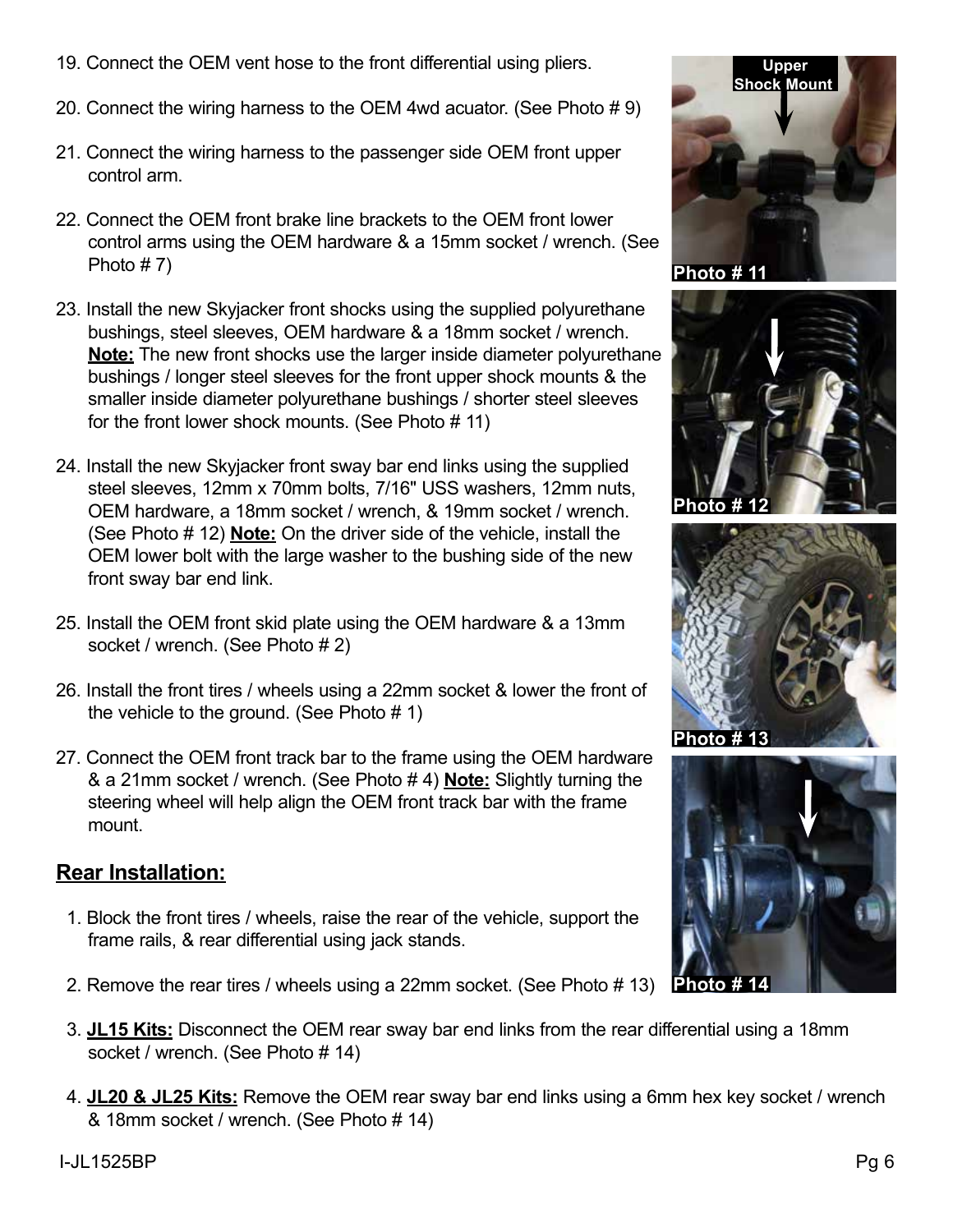19. Connect the OEM vent hose to the front differential using pliers.

20. Connect the wiring harness to the OEM 4wd acuator. (See Photo # 9)

21. Connect the wiring harness to the passenger side OEM front upper control arm.

22. Connect the OEM front brake line brackets to the OEM front lower control arms using the OEM hardware & a 15mm socket / wrench. (See Photo # 7)

23. Install the new Skyjacker front shocks using the supplied polyurethane bushings, steel sleeves, OEM hardware & a 18mm socket / wrench. **Note:** The new front shocks use the larger inside diameter polyurethane bushings / longer steel sleeves for the front upper shock mounts & the smaller inside diameter polyurethane bushings / shorter steel sleeves for the front lower shock mounts. (See Photo # 11)

24. Install the new Skyjacker front sway bar end links using the supplied steel sleeves, 12mm x 70mm bolts, 7/16" USS washers, 12mm nuts, OEM hardware, a 18mm socket / wrench, & 19mm socket / wrench. (See Photo # 12) **Note:** On the driver side of the vehicle, install the OEM lower bolt with the large washer to the bushing side of the new front sway bar end link.

25. Install the OEM front skid plate using the OEM hardware & a 13mm socket / wrench. (See Photo # 2)

26. Install the front tires / wheels using a 22mm socket & lower the front of the vehicle to the ground. (See Photo # 1)

27. Connect the OEM front track bar to the frame using the OEM hardware & a 21mm socket / wrench. (See Photo # 4) **Note:** Slightly turning the steering wheel will help align the OEM front track bar with the frame mount.

Upper Shock Mount

Photo # 11

Photo # 12

Photo # 13

Photo # 14

## Rear Installation:

1. Block the front tires / wheels, raise the rear of the vehicle, support the frame rails, & rear differential using jack stands.

2. Remove the rear tires / wheels using a 22mm socket. (See Photo # 13)

3. **JL15 Kits:** Disconnect the OEM rear sway bar end links from the rear differential using a 18mm socket / wrench. (See Photo # 14)

4. **JL20 & JL25 Kits:** Remove the OEM rear sway bar end links using a 6mm hex key socket / wrench & 18mm socket / wrench. (See Photo # 14)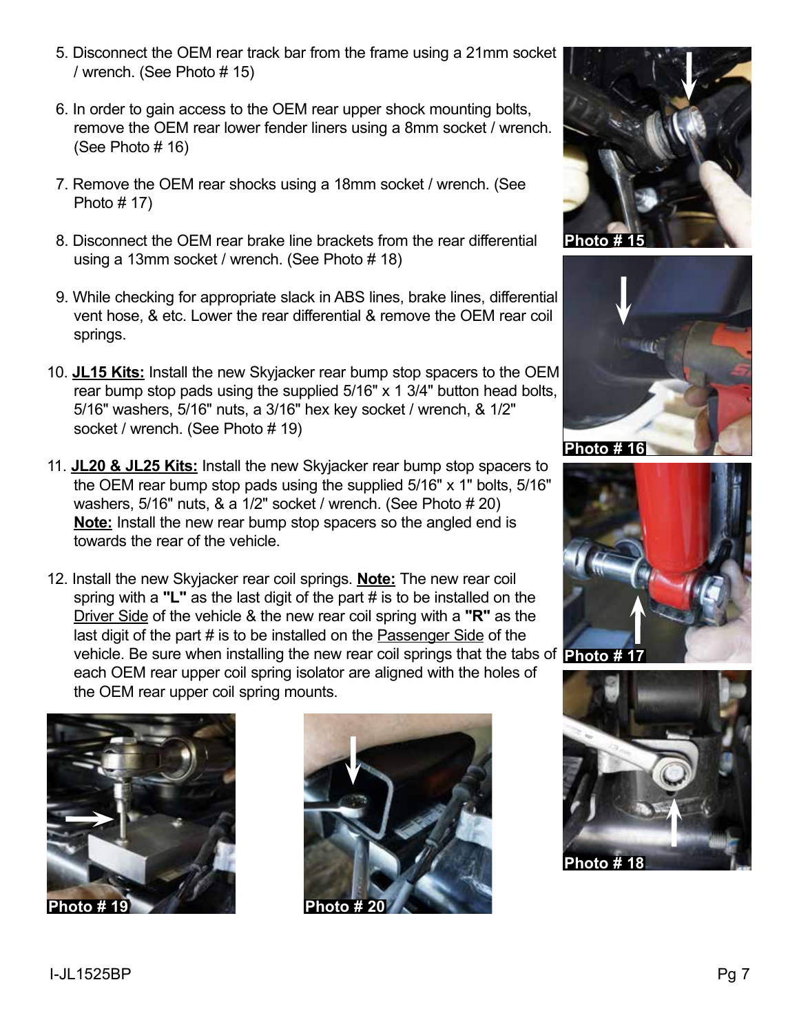5. Disconnect the OEM rear track bar from the frame using a 21mm socket / wrench. (See Photo # 15)

6. In order to gain access to the OEM rear upper shock mounting bolts, remove the OEM rear lower fender liners using a 8mm socket / wrench. (See Photo # 16)

7. Remove the OEM rear shocks using a 18mm socket / wrench. (See Photo # 17)

8. Disconnect the OEM rear brake line brackets from the rear differential using a 13mm socket / wrench. (See Photo # 18)

9. While checking for appropriate slack in ABS lines, brake lines, differential vent hose, & etc. Lower the rear differential & remove the OEM rear coil springs.

10. **JL15 Kits:** Install the new Skyjacker rear bump stop spacers to the OEM rear bump stop pads using the supplied 5/16" x 1 3/4" button head bolts, 5/16" washers, 5/16" nuts, a 3/16" hex key socket / wrench, & 1/2" socket / wrench. (See Photo # 19)

11. **JL20 & JL25 Kits:** Install the new Skyjacker rear bump stop spacers to the OEM rear bump stop pads using the supplied 5/16" x 1" bolts, 5/16" washers, 5/16" nuts, & a 1/2" socket / wrench. (See Photo # 20)
    **Note:** Install the new rear bump stop spacers so the angled end is towards the rear of the vehicle.

12. Install the new Skyjacker rear coil springs. **Note:** The new rear coil spring with a **"L"** as the last digit of the part # is to be installed on the Driver Side of the vehicle & the new rear coil spring with a **"R"** as the last digit of the part # is to be installed on the Passenger Side of the vehicle. Be sure when installing the new rear coil springs that the tabs of each OEM rear upper coil spring isolator are aligned with the holes of the OEM rear upper coil spring mounts.

Photo # 15

Photo # 16

Photo # 17

Photo # 18

Photo # 19

Photo # 20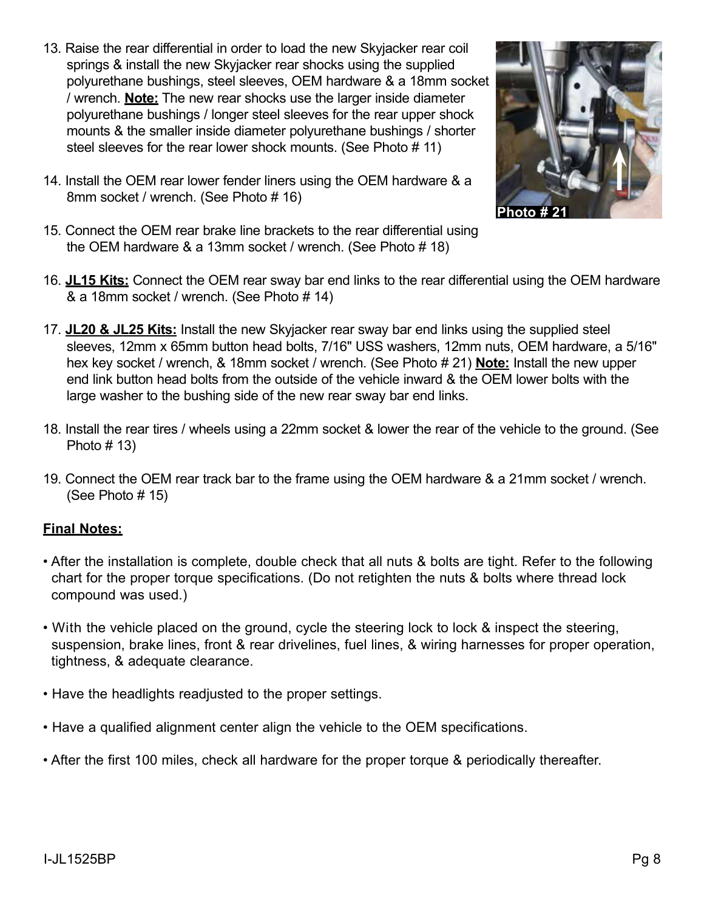13. Raise the rear differential in order to load the new Skyjacker rear coil springs & install the new Skyjacker rear shocks using the supplied polyurethane bushings, steel sleeves, OEM hardware & a 18mm socket / wrench. **Note:** The new rear shocks use the larger inside diameter polyurethane bushings / longer steel sleeves for the rear upper shock mounts & the smaller inside diameter polyurethane bushings / shorter steel sleeves for the rear lower shock mounts. (See Photo # 11)

14. Install the OEM rear lower fender liners using the OEM hardware & a 8mm socket / wrench. (See Photo # 16)

15. Connect the OEM rear brake line brackets to the rear differential using the OEM hardware & a 13mm socket / wrench. (See Photo # 18)

Photo # 21

16. **JL15 Kits:** Connect the OEM rear sway bar end links to the rear differential using the OEM hardware & a 18mm socket / wrench. (See Photo # 14)

17. **JL20 & JL25 Kits:** Install the new Skyjacker rear sway bar end links using the supplied steel sleeves, 12mm x 65mm button head bolts, 7/16" USS washers, 12mm nuts, OEM hardware, a 5/16" hex key socket / wrench, & 18mm socket / wrench. (See Photo # 21) **Note:** Install the new upper end link button head bolts from the outside of the vehicle inward & the OEM lower bolts with the large washer to the bushing side of the new rear sway bar end links.

18. Install the rear tires / wheels using a 22mm socket & lower the rear of the vehicle to the ground. (See Photo # 13)

19. Connect the OEM rear track bar to the frame using the OEM hardware & a 21mm socket / wrench. (See Photo # 15)

**Final Notes:**

- After the installation is complete, double check that all nuts & bolts are tight. Refer to the following chart for the proper torque specifications. (Do not retighten the nuts & bolts where thread lock compound was used.)
- With the vehicle placed on the ground, cycle the steering lock to lock & inspect the steering, suspension, brake lines, front & rear drivelines, fuel lines, & wiring harnesses for proper operation, tightness, & adequate clearance.
- Have the headlights readjusted to the proper settings.
- Have a qualified alignment center align the vehicle to the OEM specifications.
- After the first 100 miles, check all hardware for the proper torque & periodically thereafter.

I-JL1525BP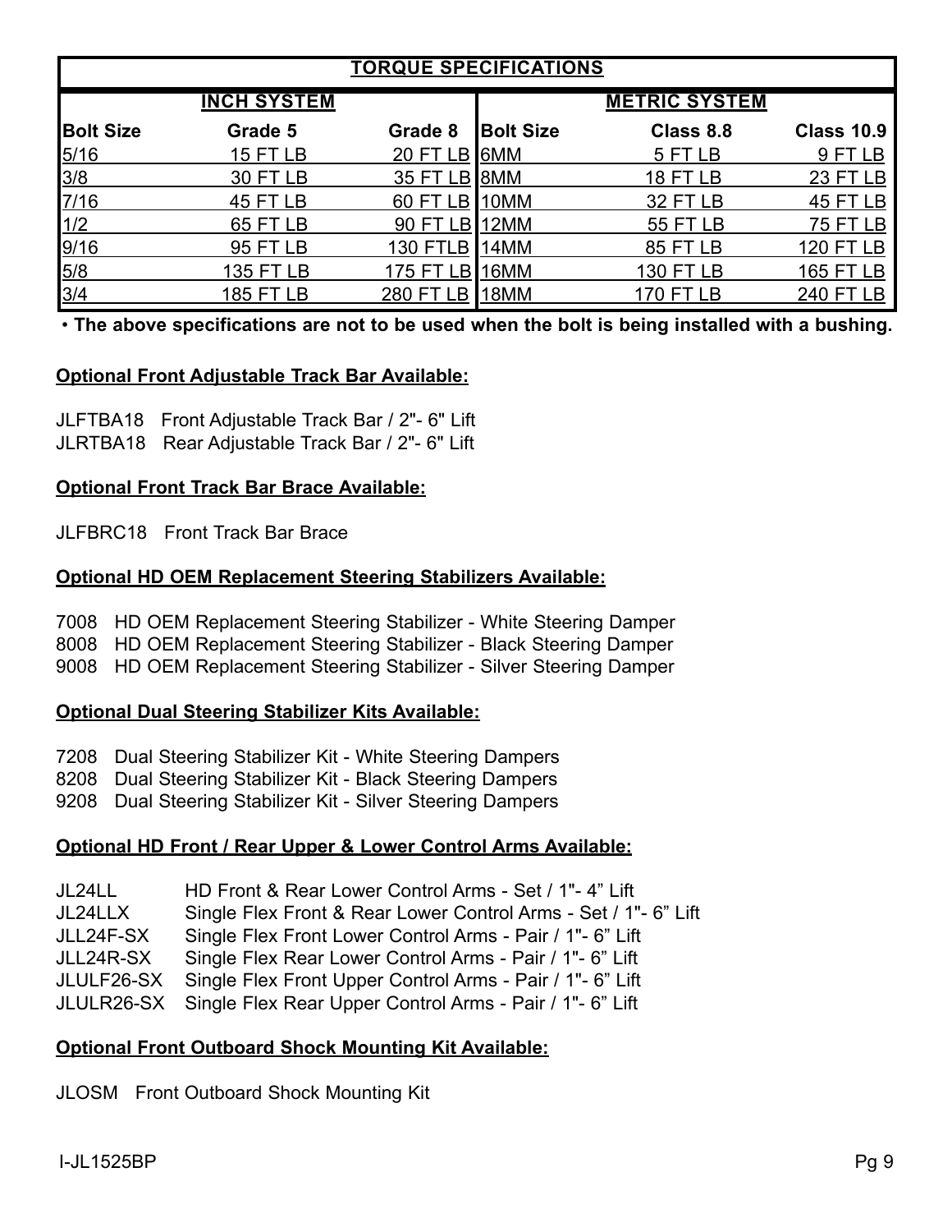| TORQUE SPECIFICATIONS | | | | | |
|---|---|---|---|---|---|
| INCH SYSTEM | | | METRIC SYSTEM | | |
| **Bolt Size** | **Grade 5** | **Grade 8** | **Bolt Size** | **Class 8.8** | **Class 10.9** |
| 5/16 | 15 FT LB | 20 FT LB | 6MM | 5 FT LB | 9 FT LB |
| 3/8 | 30 FT LB | 35 FT LB | 8MM | 18 FT LB | 23 FT LB |
| 7/16 | 45 FT LB | 60 FT LB | 10MM | 32 FT LB | 45 FT LB |
| 1/2 | 65 FT LB | 90 FT LB | 12MM | 55 FT LB | 75 FT LB |
| 9/16 | 95 FT LB | 130 FTLB | 14MM | 85 FT LB | 120 FT LB |
| 5/8 | 135 FT LB | 175 FT LB | 16MM | 130 FT LB | 165 FT LB |
| 3/4 | 185 FT LB | 280 FT LB | 18MM | 170 FT LB | 240 FT LB |

- **The above specifications are not to be used when the bolt is being installed with a bushing.**

**Optional Front Adjustable Track Bar Available:**

JLFTBA18 Front Adjustable Track Bar / 2"- 6" Lift
JLRTBA18 Rear Adjustable Track Bar / 2"- 6" Lift

**Optional Front Track Bar Brace Available:**

JLFBRC18 Front Track Bar Brace

**Optional HD OEM Replacement Steering Stabilizers Available:**

7008 HD OEM Replacement Steering Stabilizer - White Steering Damper
8008 HD OEM Replacement Steering Stabilizer - Black Steering Damper
9008 HD OEM Replacement Steering Stabilizer - Silver Steering Damper

**Optional Dual Steering Stabilizer Kits Available:**

7208 Dual Steering Stabilizer Kit - White Steering Dampers
8208 Dual Steering Stabilizer Kit - Black Steering Dampers
9208 Dual Steering Stabilizer Kit - Silver Steering Dampers

**Optional HD Front / Rear Upper & Lower Control Arms Available:**

JL24LL HD Front & Rear Lower Control Arms - Set / 1"- 4" Lift
JL24LLX Single Flex Front & Rear Lower Control Arms - Set / 1"- 6" Lift
JLL24F-SX Single Flex Front Lower Control Arms - Pair / 1"- 6" Lift
JLL24R-SX Single Flex Rear Lower Control Arms - Pair / 1"- 6" Lift
JLULF26-SX Single Flex Front Upper Control Arms - Pair / 1"- 6" Lift
JLULR26-SX Single Flex Rear Upper Control Arms - Pair / 1"- 6" Lift

**Optional Front Outboard Shock Mounting Kit Available:**

JLOSM Front Outboard Shock Mounting Kit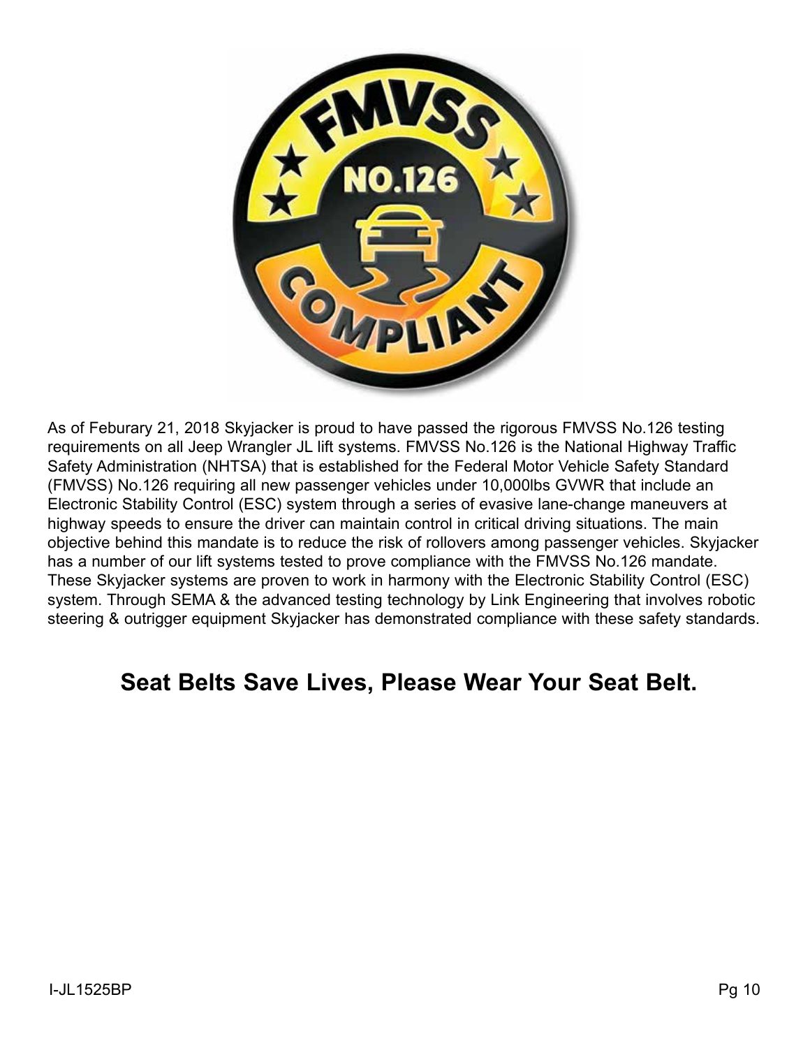As of Feburary 21, 2018 Skyjacker is proud to have passed the rigorous FMVSS No.126 testing requirements on all Jeep Wrangler JL lift systems. FMVSS No.126 is the National Highway Traffic Safety Administration (NHTSA) that is established for the Federal Motor Vehicle Safety Standard (FMVSS) No.126 requiring all new passenger vehicles under 10,000lbs GVWR that include an Electronic Stability Control (ESC) system through a series of evasive lane-change maneuvers at highway speeds to ensure the driver can maintain control in critical driving situations. The main objective behind this mandate is to reduce the risk of rollovers among passenger vehicles. Skyjacker has a number of our lift systems tested to prove compliance with the FMVSS No.126 mandate. These Skyjacker systems are proven to work in harmony with the Electronic Stability Control (ESC) system. Through SEMA & the advanced testing technology by Link Engineering that involves robotic steering & outrigger equipment Skyjacker has demonstrated compliance with these safety standards.

## Seat Belts Save Lives, Please Wear Your Seat Belt.